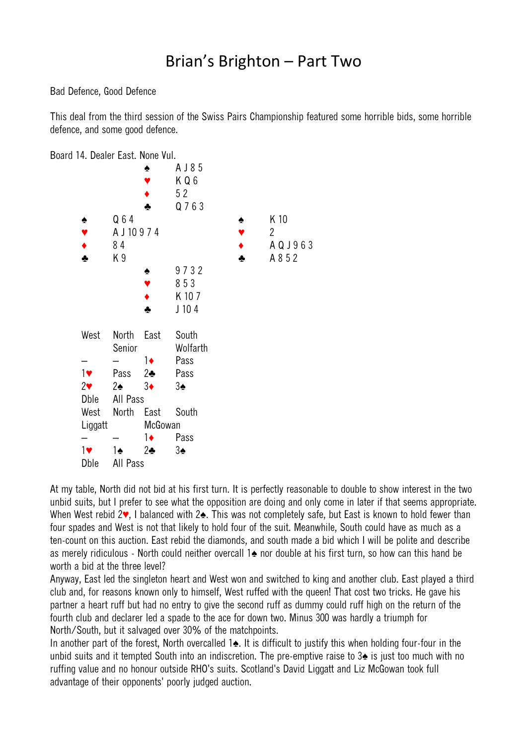# Brian's Brighton – Part Two

Bad Defence, Good Defence

This deal from the third session of the Swiss Pairs Championship featured some horrible bids, some horrible defence, and some good defence.

Board 14. Dealer East. None Vul.

```
                ♠ A J 8 5
                ♥ K Q 6
                ♦ 5 2
                ♣ Q 7 6 3
♠ Q 6 4                         ♠ K 10
♥ A J 10 9 7 4                  ♥ 2
♦ 8 4                           ♦ A Q J 9 6 3
♣ K 9                           ♣ A 8 5 2
                ♠ 9 7 3 2
                ♥ 8 5 3
                ♦ K 10 7
                ♣ J 10 4
```

| West | North | East | South |
|---|---|---|---|
| | Senior | | Wolfarth |
| – | – | 1♦ | Pass |
| 1♥ | Pass | 2♣ | Pass |
| 2♥ | 2♠ | 3♦ | 3♠ |
| Dble | All Pass | | |

| West | North | East | South |
|---|---|---|---|
| Liggatt | | McGowan | |
| – | – | 1♦ | Pass |
| 1♥ | 1♠ | 2♣ | 3♠ |
| Dble | All Pass | | |

At my table, North did not bid at his first turn. It is perfectly reasonable to double to show interest in the two unbid suits, but I prefer to see what the opposition are doing and only come in later if that seems appropriate. When West rebid 2♥, I balanced with 2♠. This was not completely safe, but East is known to hold fewer than four spades and West is not that likely to hold four of the suit. Meanwhile, South could have as much as a ten-count on this auction. East rebid the diamonds, and south made a bid which I will be polite and describe as merely ridiculous - North could neither overcall 1♠ nor double at his first turn, so how can this hand be worth a bid at the three level?

Anyway, East led the singleton heart and West won and switched to king and another club. East played a third club and, for reasons known only to himself, West ruffed with the queen! That cost two tricks. He gave his partner a heart ruff but had no entry to give the second ruff as dummy could ruff high on the return of the fourth club and declarer led a spade to the ace for down two. Minus 300 was hardly a triumph for North/South, but it salvaged over 30% of the matchpoints.

In another part of the forest, North overcalled 1♠. It is difficult to justify this when holding four-four in the unbid suits and it tempted South into an indiscretion. The pre-emptive raise to 3♠ is just too much with no ruffing value and no honour outside RHO's suits. Scotland's David Liggatt and Liz McGowan took full advantage of their opponents' poorly judged auction.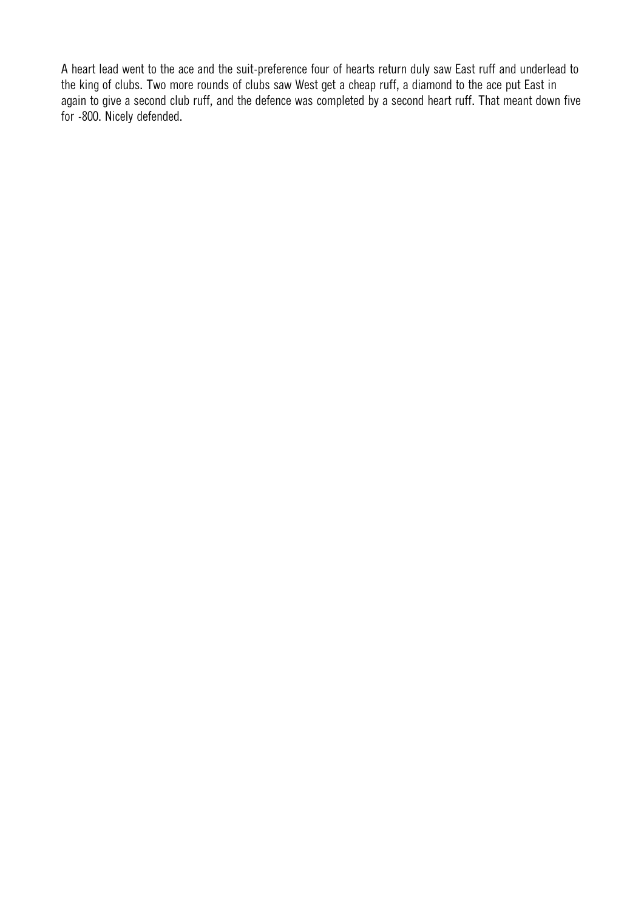A heart lead went to the ace and the suit-preference four of hearts return duly saw East ruff and underlead to the king of clubs. Two more rounds of clubs saw West get a cheap ruff, a diamond to the ace put East in again to give a second club ruff, and the defence was completed by a second heart ruff. That meant down five for -800. Nicely defended.